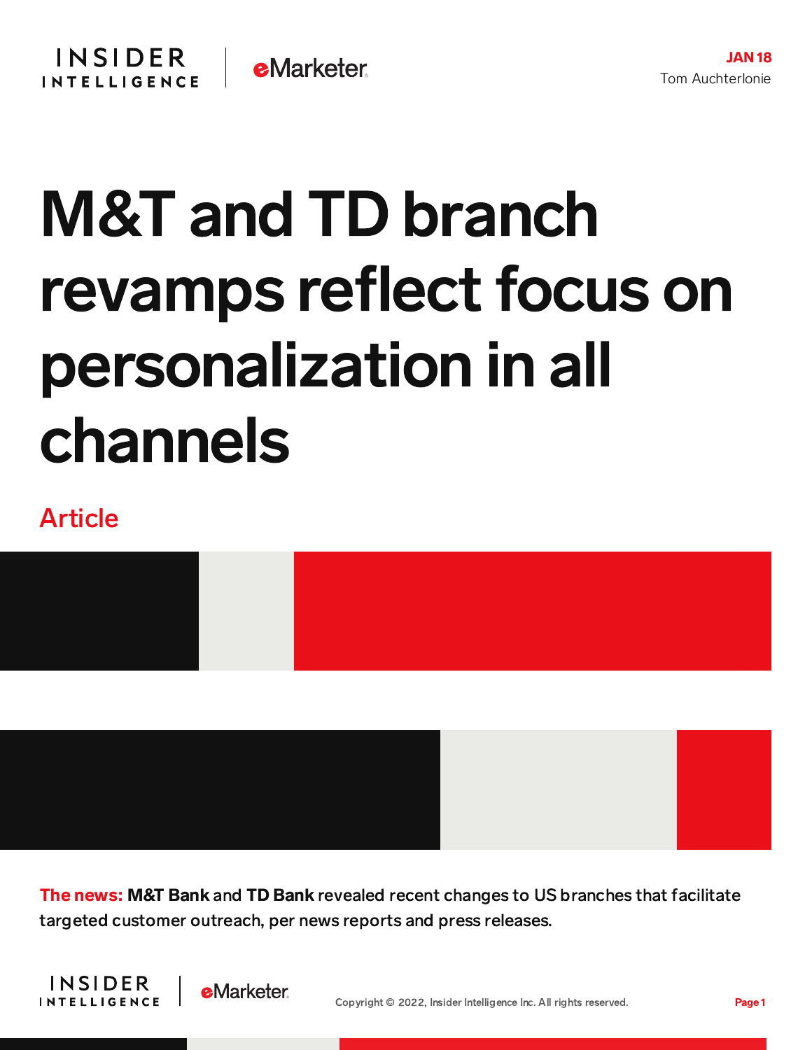JAN 18
Tom Auchterlonie

# M&T and TD branch revamps reflect focus on personalization in all channels

Article

**The news:** **M&T Bank** and **TD Bank** revealed recent changes to US branches that facilitate targeted customer outreach, per news reports and press releases.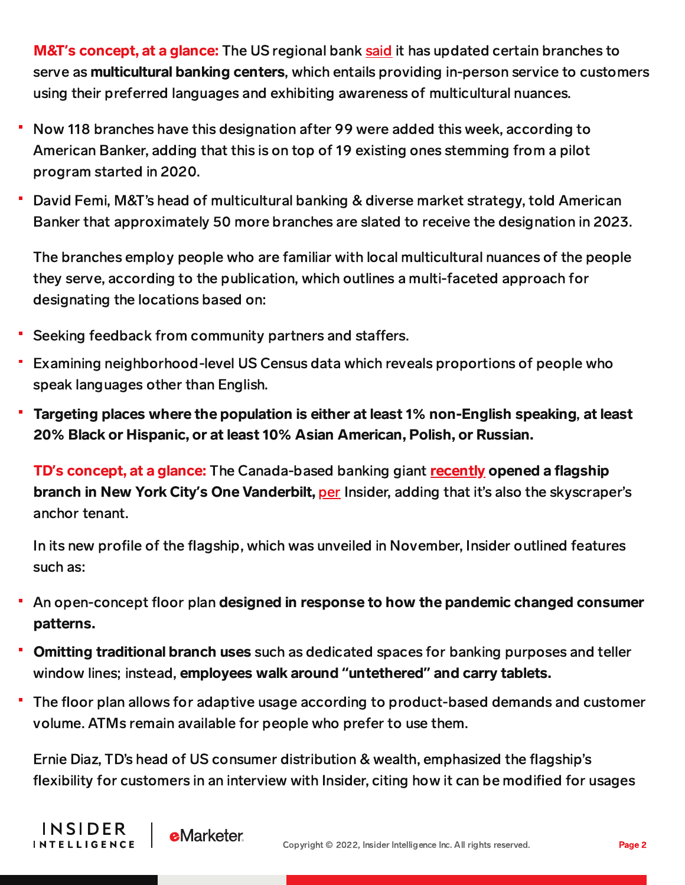**M&T's concept, at a glance:** The US regional bank said it has updated certain branches to serve as **multicultural banking centers**, which entails providing in-person service to customers using their preferred languages and exhibiting awareness of multicultural nuances.

- Now 118 branches have this designation after 99 were added this week, according to American Banker, adding that this is on top of 19 existing ones stemming from a pilot program started in 2020.
- David Femi, M&T's head of multicultural banking & diverse market strategy, told American Banker that approximately 50 more branches are slated to receive the designation in 2023.

The branches employ people who are familiar with local multicultural nuances of the people they serve, according to the publication, which outlines a multi-faceted approach for designating the locations based on:

- Seeking feedback from community partners and staffers.
- Examining neighborhood-level US Census data which reveals proportions of people who speak languages other than English.
- **Targeting places where the population is either at least 1% non-English speaking, at least 20% Black or Hispanic, or at least 10% Asian American, Polish, or Russian.**

**TD's concept, at a glance:** The Canada-based banking giant **recently opened a flagship branch in New York City's One Vanderbilt,** per Insider, adding that it's also the skyscraper's anchor tenant.

In its new profile of the flagship, which was unveiled in November, Insider outlined features such as:

- An open-concept floor plan **designed in response to how the pandemic changed consumer patterns.**
- **Omitting traditional branch uses** such as dedicated spaces for banking purposes and teller window lines; instead, **employees walk around "untethered" and carry tablets.**
- The floor plan allows for adaptive usage according to product-based demands and customer volume. ATMs remain available for people who prefer to use them.

Ernie Diaz, TD's head of US consumer distribution & wealth, emphasized the flagship's flexibility for customers in an interview with Insider, citing how it can be modified for usages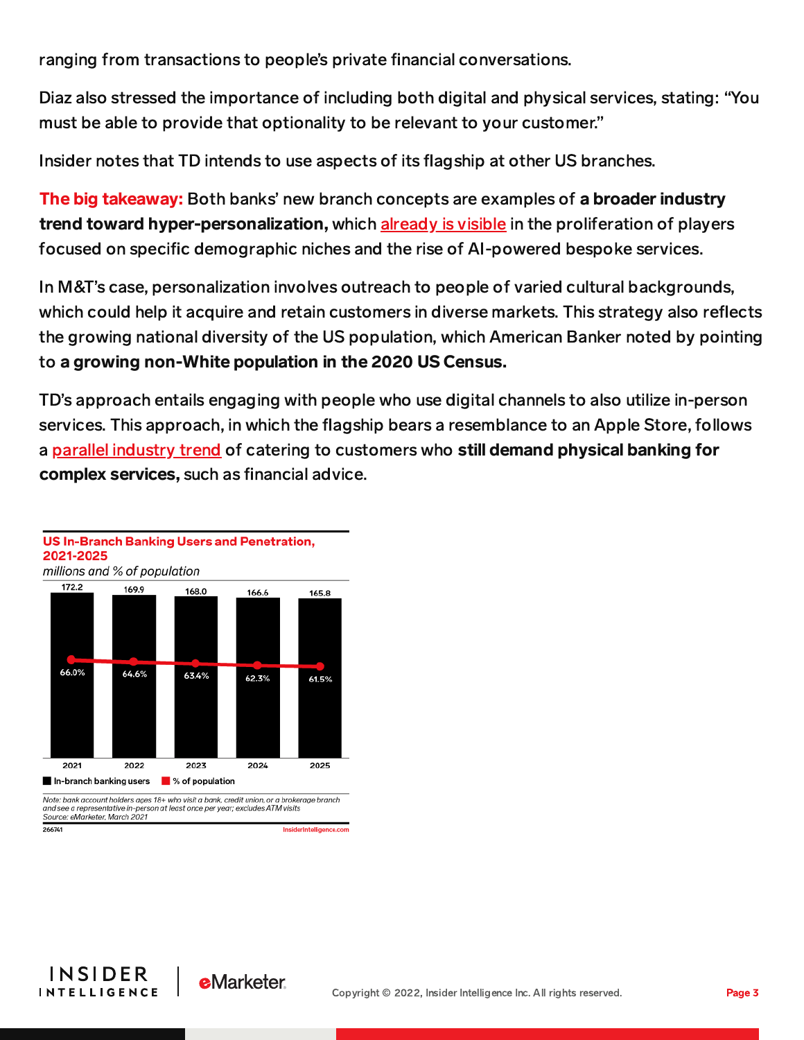ranging from transactions to people's private financial conversations.

Diaz also stressed the importance of including both digital and physical services, stating: "You must be able to provide that optionality to be relevant to your customer."

Insider notes that TD intends to use aspects of its flagship at other US branches.

**The big takeaway:** Both banks' new branch concepts are examples of **a broader industry trend toward hyper-personalization,** which [already is visible]() in the proliferation of players focused on specific demographic niches and the rise of AI-powered bespoke services.

In M&T's case, personalization involves outreach to people of varied cultural backgrounds, which could help it acquire and retain customers in diverse markets. This strategy also reflects the growing national diversity of the US population, which American Banker noted by pointing to **a growing non-White population in the 2020 US Census.**

TD's approach entails engaging with people who use digital channels to also utilize in-person services. This approach, in which the flagship bears a resemblance to an Apple Store, follows a [parallel industry trend]() of catering to customers who **still demand physical banking for complex services,** such as financial advice.

**US In-Branch Banking Users and Penetration, 2021-2025**
*millions and % of population*

172.2
169.9
168.0
166.6
165.8

66.0%
64.6%
63.4%
62.3%
61.5%

2021
2022
2023
2024
2025

In-branch banking users
% of population

*Note: bank account holders ages 18+ who visit a bank, credit union, or a brokerage branch and see a representative in-person at least once per year; excludes ATM visits*
*Source: eMarketer, March 2021*
266741
InsiderIntelligence.com